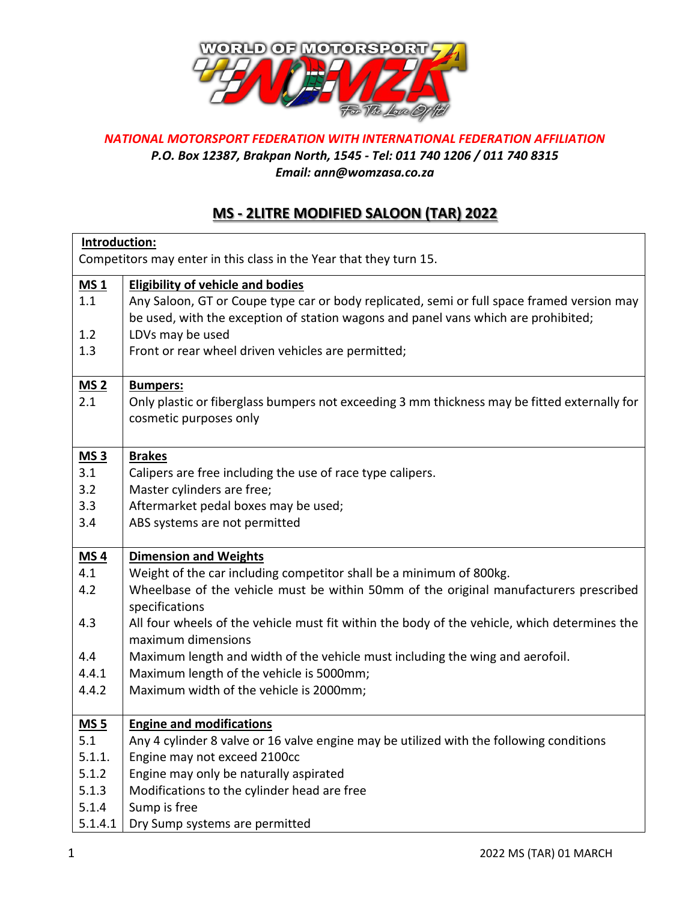*NATIONAL MOTORSPORT FEDERATION WITH INTERNATIONAL FEDERATION AFFILIATION*
***P.O. Box 12387, Brakpan North, 1545 - Tel: 011 740 1206 / 011 740 8315***
***Email: ann@womzasa.co.za***

# MS - 2LITRE MODIFIED SALOON (TAR) 2022

| **Introduction:** | |
|---|---|
| Competitors may enter in this class in the Year that they turn 15. | |
| **MS 1** | **Eligibility of vehicle and bodies** |
| 1.1 | Any Saloon, GT or Coupe type car or body replicated, semi or full space framed version may be used, with the exception of station wagons and panel vans which are prohibited; |
| 1.2 | LDVs may be used |
| 1.3 | Front or rear wheel driven vehicles are permitted; |
| **MS 2** | **Bumpers:** |
| 2.1 | Only plastic or fiberglass bumpers not exceeding 3 mm thickness may be fitted externally for cosmetic purposes only |
| **MS 3** | **Brakes** |
| 3.1 | Calipers are free including the use of race type calipers. |
| 3.2 | Master cylinders are free; |
| 3.3 | Aftermarket pedal boxes may be used; |
| 3.4 | ABS systems are not permitted |
| **MS 4** | **Dimension and Weights** |
| 4.1 | Weight of the car including competitor shall be a minimum of 800kg. |
| 4.2 | Wheelbase of the vehicle must be within 50mm of the original manufacturers prescribed specifications |
| 4.3 | All four wheels of the vehicle must fit within the body of the vehicle, which determines the maximum dimensions |
| 4.4 | Maximum length and width of the vehicle must including the wing and aerofoil. |
| 4.4.1 | Maximum length of the vehicle is 5000mm; |
| 4.4.2 | Maximum width of the vehicle is 2000mm; |
| **MS 5** | **Engine and modifications** |
| 5.1 | Any 4 cylinder 8 valve or 16 valve engine may be utilized with the following conditions |
| 5.1.1. | Engine may not exceed 2100cc |
| 5.1.2 | Engine may only be naturally aspirated |
| 5.1.3 | Modifications to the cylinder head are free |
| 5.1.4 | Sump is free |
| 5.1.4.1 | Dry Sump systems are permitted |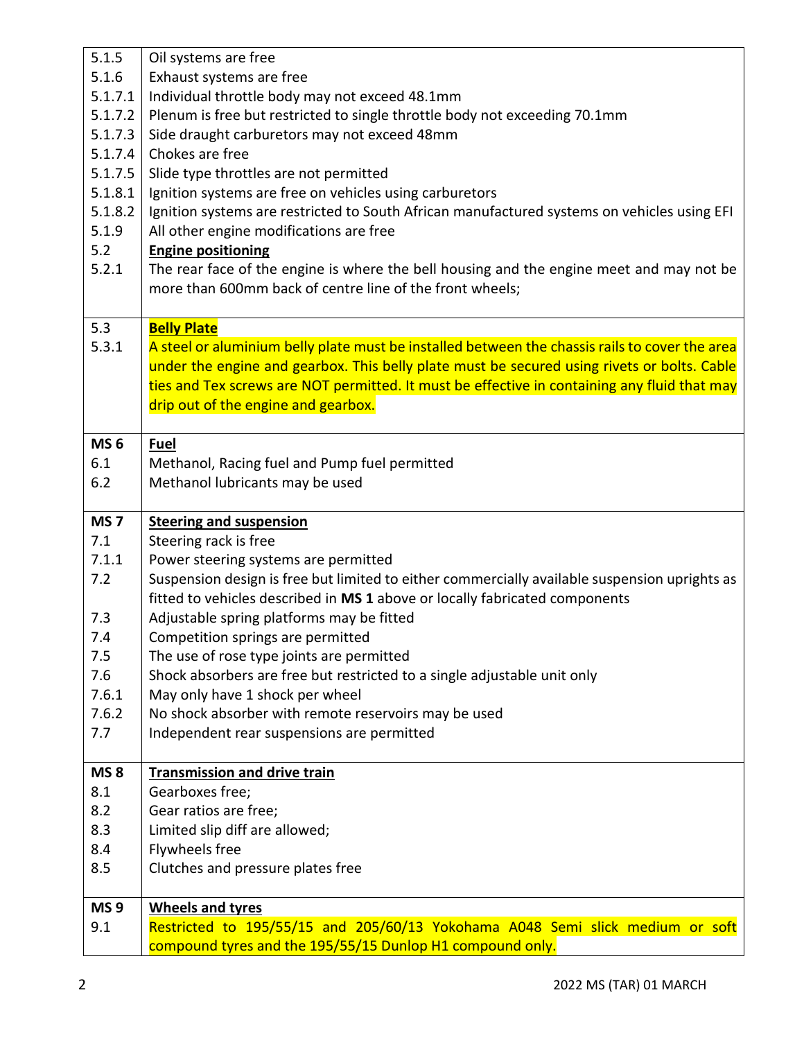| | |
|---|---|
| 5.1.5 | Oil systems are free |
| 5.1.6 | Exhaust systems are free |
| 5.1.7.1 | Individual throttle body may not exceed 48.1mm |
| 5.1.7.2 | Plenum is free but restricted to single throttle body not exceeding 70.1mm |
| 5.1.7.3 | Side draught carburetors may not exceed 48mm |
| 5.1.7.4 | Chokes are free |
| 5.1.7.5 | Slide type throttles are not permitted |
| 5.1.8.1 | Ignition systems are free on vehicles using carburetors |
| 5.1.8.2 | Ignition systems are restricted to South African manufactured systems on vehicles using EFI |
| 5.1.9 | All other engine modifications are free |
| 5.2 | **Engine positioning** |
| 5.2.1 | The rear face of the engine is where the bell housing and the engine meet and may not be more than 600mm back of centre line of the front wheels; |
| 5.3 | **Belly Plate** |
| 5.3.1 | A steel or aluminium belly plate must be installed between the chassis rails to cover the area under the engine and gearbox. This belly plate must be secured using rivets or bolts. Cable ties and Tex screws are NOT permitted. It must be effective in containing any fluid that may drip out of the engine and gearbox. |
| **MS 6** | **Fuel** |
| 6.1 | Methanol, Racing fuel and Pump fuel permitted |
| 6.2 | Methanol lubricants may be used |
| **MS 7** | **Steering and suspension** |
| 7.1 | Steering rack is free |
| 7.1.1 | Power steering systems are permitted |
| 7.2 | Suspension design is free but limited to either commercially available suspension uprights as fitted to vehicles described in **MS 1** above or locally fabricated components |
| 7.3 | Adjustable spring platforms may be fitted |
| 7.4 | Competition springs are permitted |
| 7.5 | The use of rose type joints are permitted |
| 7.6 | Shock absorbers are free but restricted to a single adjustable unit only |
| 7.6.1 | May only have 1 shock per wheel |
| 7.6.2 | No shock absorber with remote reservoirs may be used |
| 7.7 | Independent rear suspensions are permitted |
| **MS 8** | **Transmission and drive train** |
| 8.1 | Gearboxes free; |
| 8.2 | Gear ratios are free; |
| 8.3 | Limited slip diff are allowed; |
| 8.4 | Flywheels free |
| 8.5 | Clutches and pressure plates free |
| **MS 9** | **Wheels and tyres** |
| 9.1 | Restricted to 195/55/15 and 205/60/13 Yokohama A048 Semi slick medium or soft compound tyres and the 195/55/15 Dunlop H1 compound only. |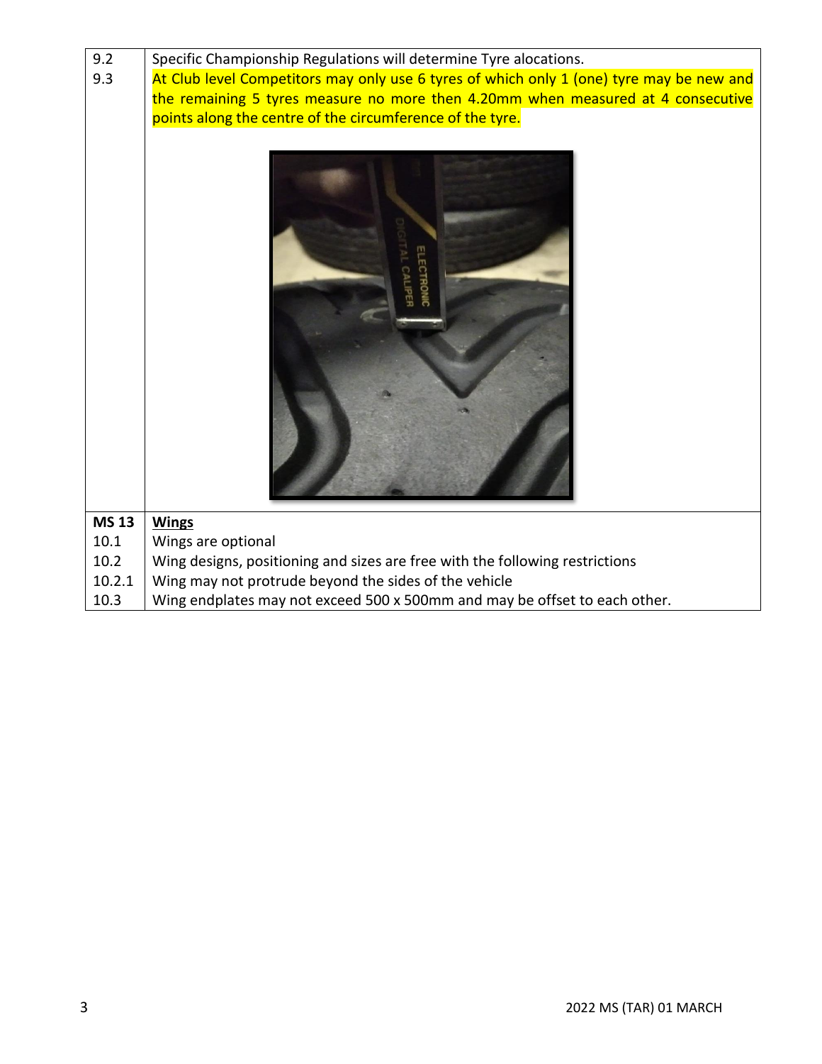| | |
|---|---|
| 9.2 | Specific Championship Regulations will determine Tyre allocations. |
| 9.3 | At Club level Competitors may only use 6 tyres of which only 1 (one) tyre may be new and the remaining 5 tyres measure no more then 4.20mm when measured at 4 consecutive points along the centre of the circumference of the tyre. |
| **MS 13** | **Wings** |
| 10.1 | Wings are optional |
| 10.2 | Wing designs, positioning and sizes are free with the following restrictions |
| 10.2.1 | Wing may not protrude beyond the sides of the vehicle |
| 10.3 | Wing endplates may not exceed 500 x 500mm and may be offset to each other. |